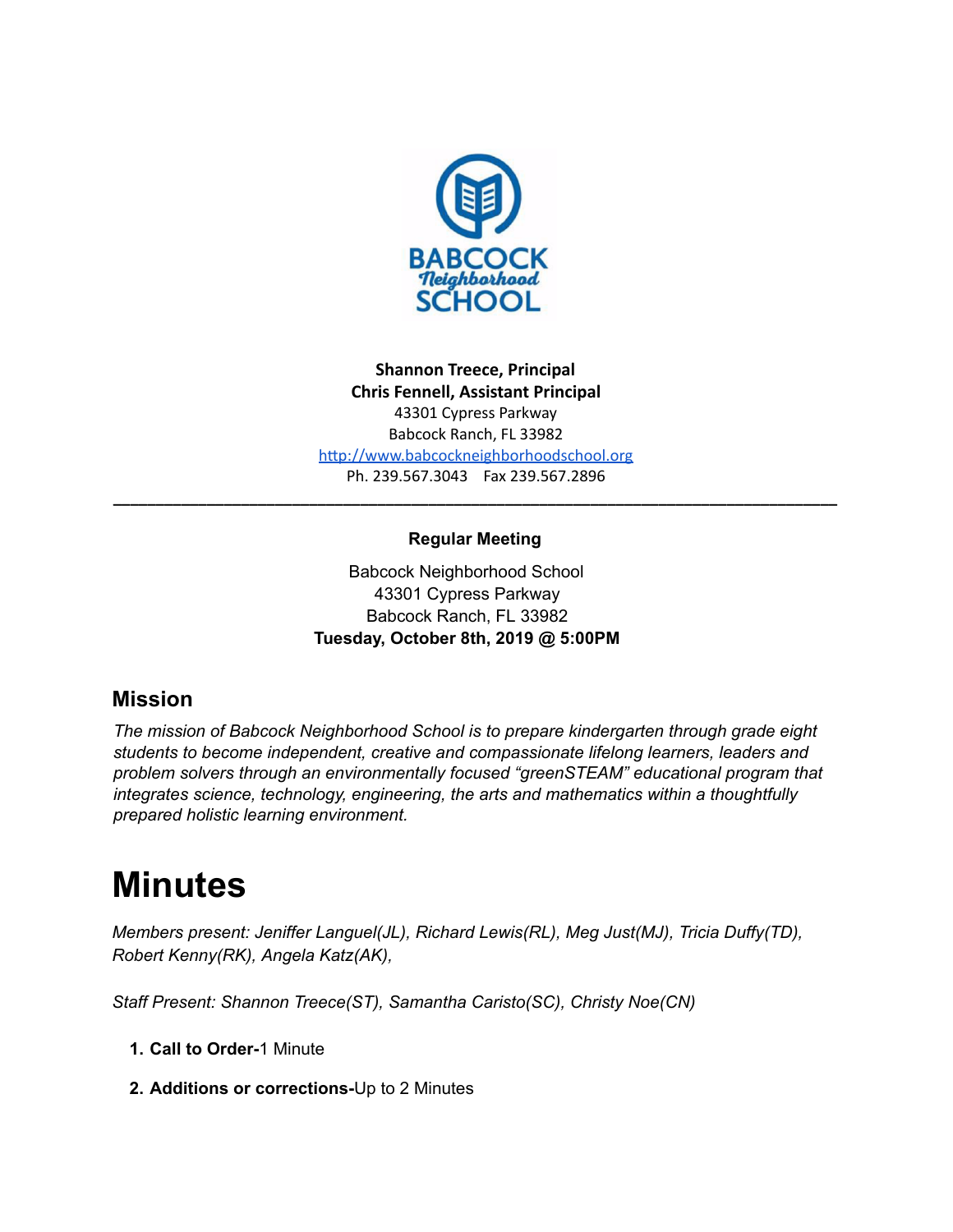**Shannon Treece, Principal**
**Chris Fennell, Assistant Principal**
43301 Cypress Parkway
Babcock Ranch, FL 33982
http://www.babcockneighborhoodschool.org
Ph. 239.567.3043 Fax 239.567.2896

---

**Regular Meeting**

Babcock Neighborhood School
43301 Cypress Parkway
Babcock Ranch, FL 33982
**Tuesday, October 8th, 2019 @ 5:00PM**

## Mission

*The mission of Babcock Neighborhood School is to prepare kindergarten through grade eight students to become independent, creative and compassionate lifelong learners, leaders and problem solvers through an environmentally focused "greenSTEAM" educational program that integrates science, technology, engineering, the arts and mathematics within a thoughtfully prepared holistic learning environment.*

# Minutes

*Members present: Jeniffer Languel(JL), Richard Lewis(RL), Meg Just(MJ), Tricia Duffy(TD), Robert Kenny(RK), Angela Katz(AK),*

*Staff Present: Shannon Treece(ST), Samantha Caristo(SC), Christy Noe(CN)*

1. **Call to Order-**1 Minute
2. **Additions or corrections-**Up to 2 Minutes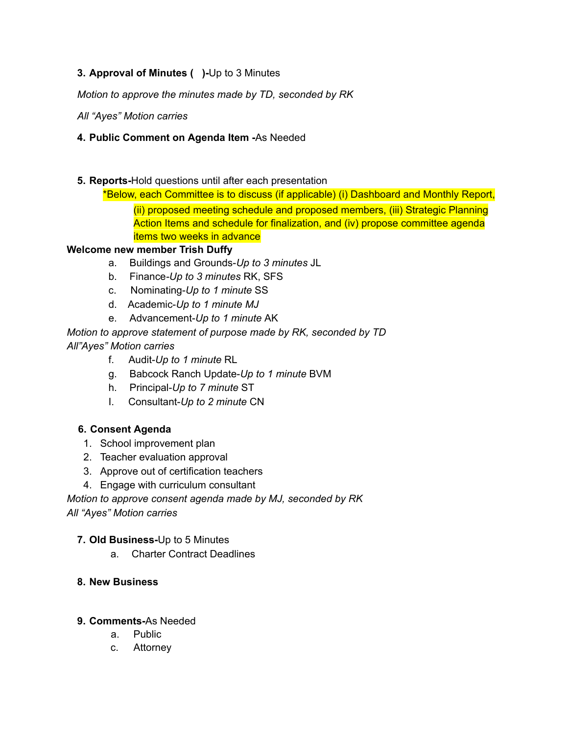3. **Approval of Minutes (   )-**Up to 3 Minutes

*Motion to approve the minutes made by TD, seconded by RK*

*All "Ayes" Motion carries*

4. **Public Comment on Agenda Item -**As Needed

5. **Reports-**Hold questions until after each presentation

   *Below, each Committee is to discuss (if applicable) (i) Dashboard and Monthly Report, (ii) proposed meeting schedule and proposed members, (iii) Strategic Planning Action Items and schedule for finalization, and (iv) propose committee agenda items two weeks in advance

**Welcome new member Trish Duffy**

a. Buildings and Grounds-*Up to 3 minutes* JL
b. Finance-*Up to 3 minutes* RK, SFS
c. Nominating-*Up to 1 minute* SS
d. Academic-*Up to 1 minute MJ*
e. Advancement-*Up to 1 minute* AK

*Motion to approve statement of purpose made by RK, seconded by TD*
*All"Ayes" Motion carries*

f. Audit-*Up to 1 minute* RL
g. Babcock Ranch Update-*Up to 1 minute* BVM
h. Principal-*Up to 7 minute* ST
I. Consultant-*Up to 2 minute* CN

6. **Consent Agenda**
   1. School improvement plan
   2. Teacher evaluation approval
   3. Approve out of certification teachers
   4. Engage with curriculum consultant

*Motion to approve consent agenda made by MJ, seconded by RK*
*All "Ayes" Motion carries*

7. **Old Business-**Up to 5 Minutes
   a. Charter Contract Deadlines

8. **New Business**

9. **Comments-**As Needed
   a. Public
   c. Attorney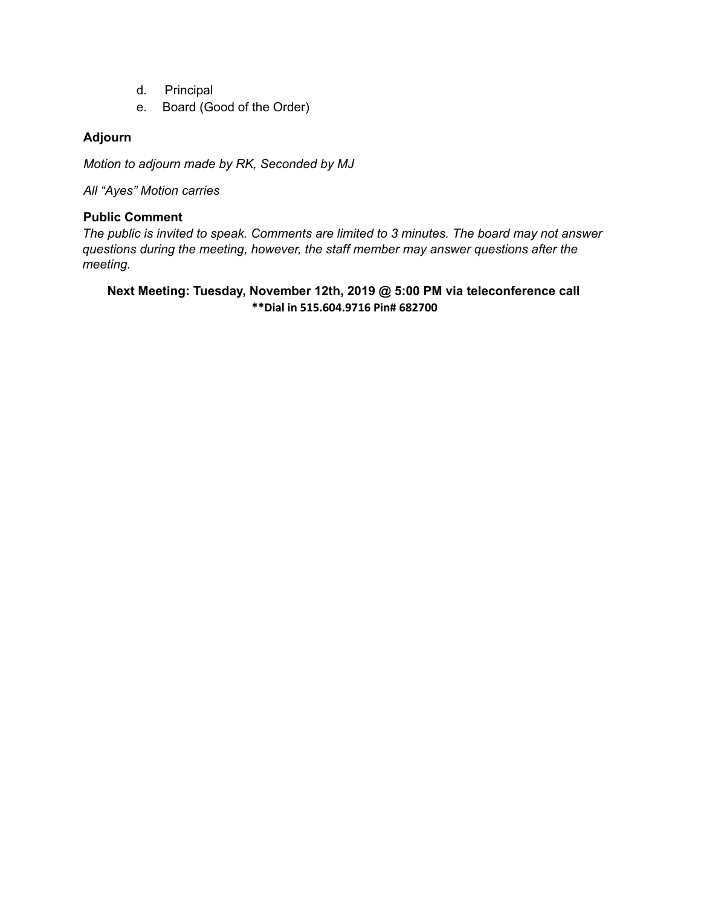d. Principal
e. Board (Good of the Order)

**Adjourn**

*Motion to adjourn made by RK, Seconded by MJ*

*All "Ayes" Motion carries*

**Public Comment**

*The public is invited to speak. Comments are limited to 3 minutes. The board may not answer questions during the meeting, however, the staff member may answer questions after the meeting.*

**Next Meeting: Tuesday, November 12th, 2019 @ 5:00 PM via teleconference call**

****Dial in 515.604.9716 Pin# 682700**